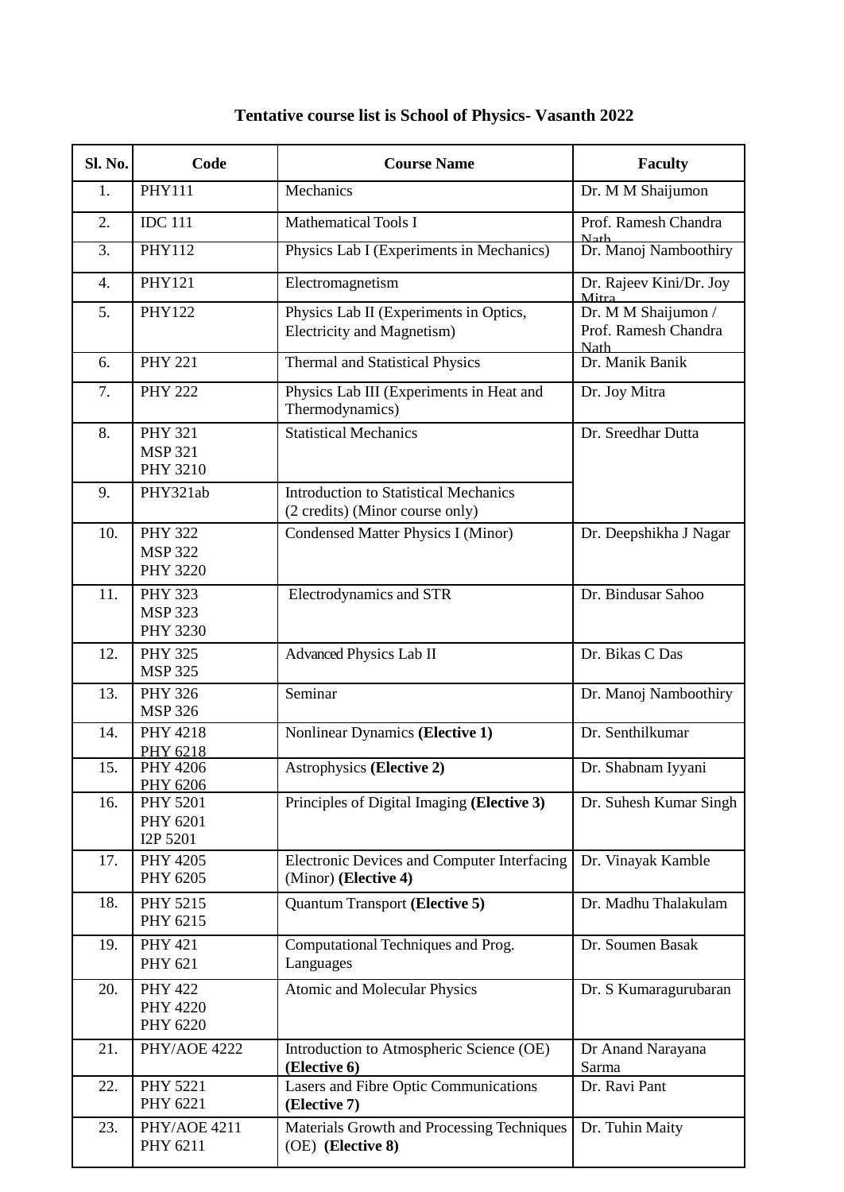**Tentative course list is School of Physics- Vasanth 2022**

| Sl. No. | Code | Course Name | Faculty |
|---|---|---|---|
| 1. | PHY111 | Mechanics | Dr. M M Shaijumon |
| 2. | IDC 111 | Mathematical Tools I | Prof. Ramesh Chandra Nath |
| 3. | PHY112 | Physics Lab I (Experiments in Mechanics) | Dr. Manoj Namboothiry |
| 4. | PHY121 | Electromagnetism | Dr. Rajeev Kini/Dr. Joy Mitra |
| 5. | PHY122 | Physics Lab II (Experiments in Optics, Electricity and Magnetism) | Dr. M M Shaijumon / Prof. Ramesh Chandra Nath |
| 6. | PHY 221 | Thermal and Statistical Physics | Dr. Manik Banik |
| 7. | PHY 222 | Physics Lab III (Experiments in Heat and Thermodynamics) | Dr. Joy Mitra |
| 8. | PHY 321<br>MSP 321<br>PHY 3210 | Statistical Mechanics | Dr. Sreedhar Dutta |
| 9. | PHY321ab | Introduction to Statistical Mechanics (2 credits) (Minor course only) | |
| 10. | PHY 322<br>MSP 322<br>PHY 3220 | Condensed Matter Physics I (Minor) | Dr. Deepshikha J Nagar |
| 11. | PHY 323<br>MSP 323<br>PHY 3230 | Electrodynamics and STR | Dr. Bindusar Sahoo |
| 12. | PHY 325<br>MSP 325 | Advanced Physics Lab II | Dr. Bikas C Das |
| 13. | PHY 326<br>MSP 326 | Seminar | Dr. Manoj Namboothiry |
| 14. | PHY 4218<br>PHY 6218 | Nonlinear Dynamics **(Elective 1)** | Dr. Senthilkumar |
| 15. | PHY 4206<br>PHY 6206 | Astrophysics **(Elective 2)** | Dr. Shabnam Iyyani |
| 16. | PHY 5201<br>PHY 6201<br>I2P 5201 | Principles of Digital Imaging **(Elective 3)** | Dr. Suhesh Kumar Singh |
| 17. | PHY 4205<br>PHY 6205 | Electronic Devices and Computer Interfacing (Minor) **(Elective 4)** | Dr. Vinayak Kamble |
| 18. | PHY 5215<br>PHY 6215 | Quantum Transport **(Elective 5)** | Dr. Madhu Thalakulam |
| 19. | PHY 421<br>PHY 621 | Computational Techniques and Prog. Languages | Dr. Soumen Basak |
| 20. | PHY 422<br>PHY 4220<br>PHY 6220 | Atomic and Molecular Physics | Dr. S Kumaragurubaran |
| 21. | PHY/AOE 4222 | Introduction to Atmospheric Science (OE) **(Elective 6)** | Dr Anand Narayana Sarma |
| 22. | PHY 5221<br>PHY 6221 | Lasers and Fibre Optic Communications **(Elective 7)** | Dr. Ravi Pant |
| 23. | PHY/AOE 4211<br>PHY 6211 | Materials Growth and Processing Techniques (OE) **(Elective 8)** | Dr. Tuhin Maity |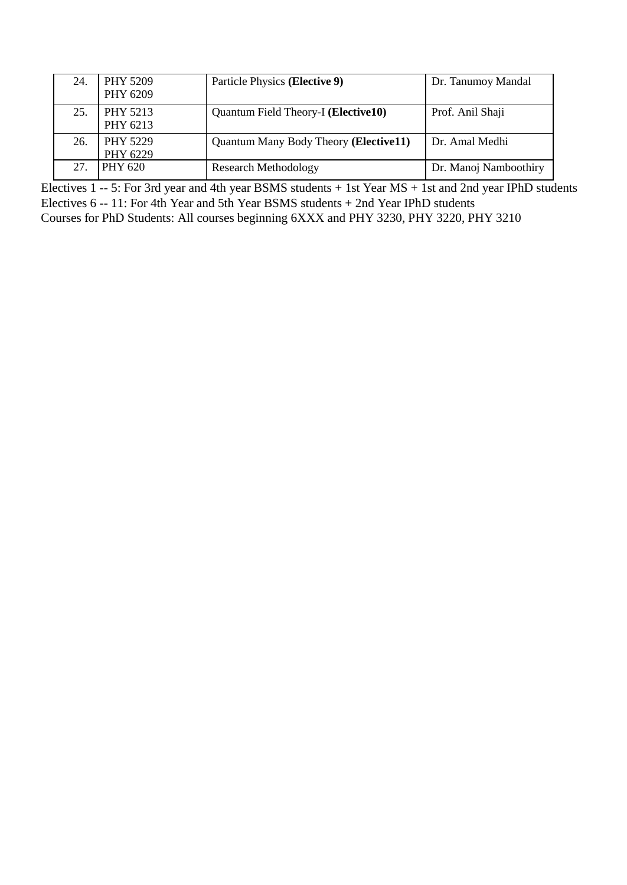| | | | |
|---|---|---|---|
| 24. | PHY 5209<br>PHY 6209 | Particle Physics **(Elective 9)** | Dr. Tanumoy Mandal |
| 25. | PHY 5213<br>PHY 6213 | Quantum Field Theory-I **(Elective10)** | Prof. Anil Shaji |
| 26. | PHY 5229<br>PHY 6229 | Quantum Many Body Theory **(Elective11)** | Dr. Amal Medhi |
| 27. | PHY 620 | Research Methodology | Dr. Manoj Namboothiry |

Electives 1 -- 5: For 3rd year and 4th year BSMS students + 1st Year MS + 1st and 2nd year IPhD students
Electives 6 -- 11: For 4th Year and 5th Year BSMS students + 2nd Year IPhD students
Courses for PhD Students: All courses beginning 6XXX and PHY 3230, PHY 3220, PHY 3210